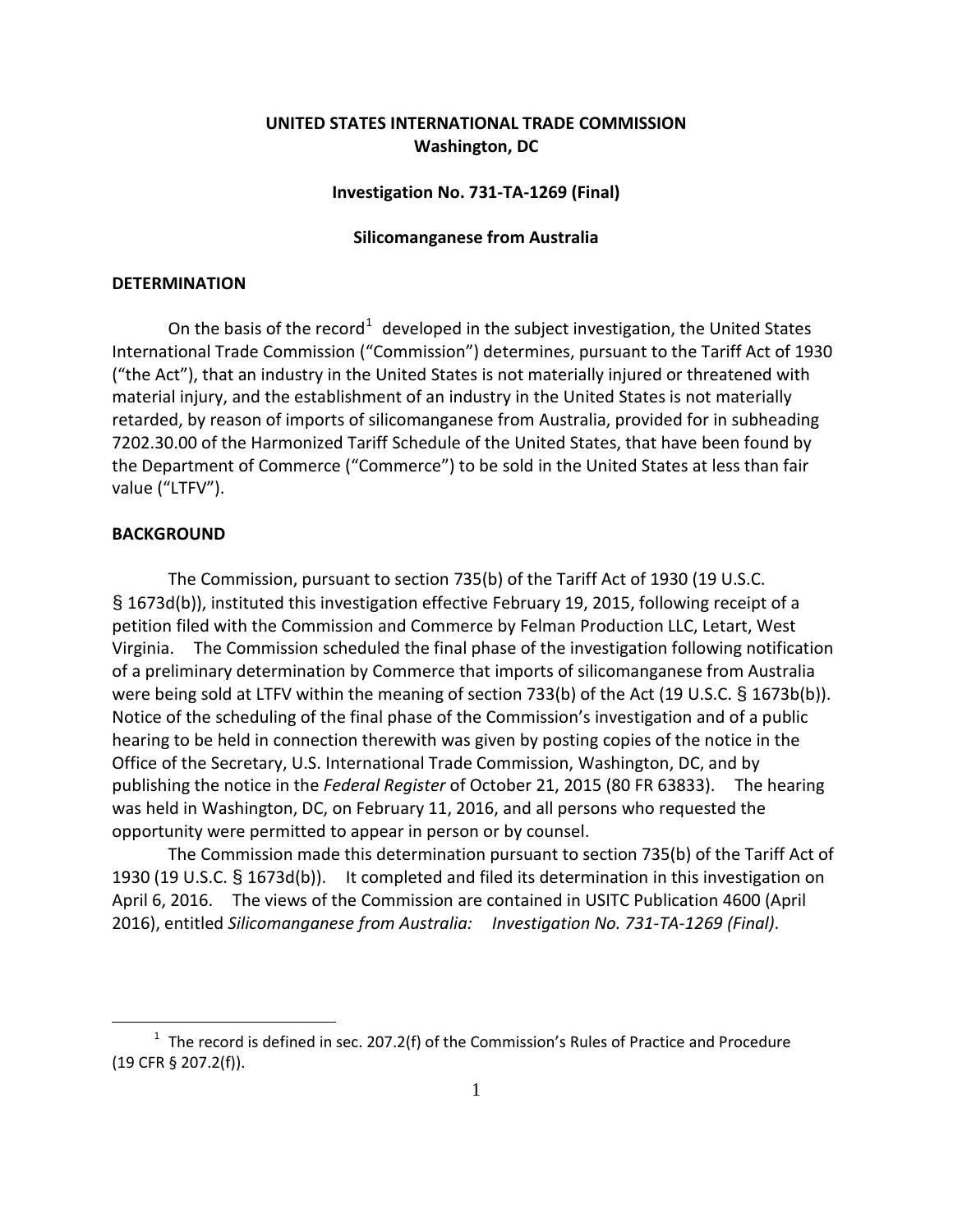**UNITED STATES INTERNATIONAL TRADE COMMISSION**
**Washington, DC**

**Investigation No. 731-TA-1269 (Final)**

**Silicomanganese from Australia**

## DETERMINATION

On the basis of the record[1] developed in the subject investigation, the United States International Trade Commission ("Commission") determines, pursuant to the Tariff Act of 1930 ("the Act"), that an industry in the United States is not materially injured or threatened with material injury, and the establishment of an industry in the United States is not materially retarded, by reason of imports of silicomanganese from Australia, provided for in subheading 7202.30.00 of the Harmonized Tariff Schedule of the United States, that have been found by the Department of Commerce ("Commerce") to be sold in the United States at less than fair value ("LTFV").

## BACKGROUND

The Commission, pursuant to section 735(b) of the Tariff Act of 1930 (19 U.S.C. § 1673d(b)), instituted this investigation effective February 19, 2015, following receipt of a petition filed with the Commission and Commerce by Felman Production LLC, Letart, West Virginia. The Commission scheduled the final phase of the investigation following notification of a preliminary determination by Commerce that imports of silicomanganese from Australia were being sold at LTFV within the meaning of section 733(b) of the Act (19 U.S.C. § 1673b(b)). Notice of the scheduling of the final phase of the Commission's investigation and of a public hearing to be held in connection therewith was given by posting copies of the notice in the Office of the Secretary, U.S. International Trade Commission, Washington, DC, and by publishing the notice in the *Federal Register* of October 21, 2015 (80 FR 63833). The hearing was held in Washington, DC, on February 11, 2016, and all persons who requested the opportunity were permitted to appear in person or by counsel.

The Commission made this determination pursuant to section 735(b) of the Tariff Act of 1930 (19 U.S.C. § 1673d(b)). It completed and filed its determination in this investigation on April 6, 2016. The views of the Commission are contained in USITC Publication 4600 (April 2016), entitled *Silicomanganese from Australia: Investigation No. 731-TA-1269 (Final)*.

[1] The record is defined in sec. 207.2(f) of the Commission's Rules of Practice and Procedure (19 CFR § 207.2(f)).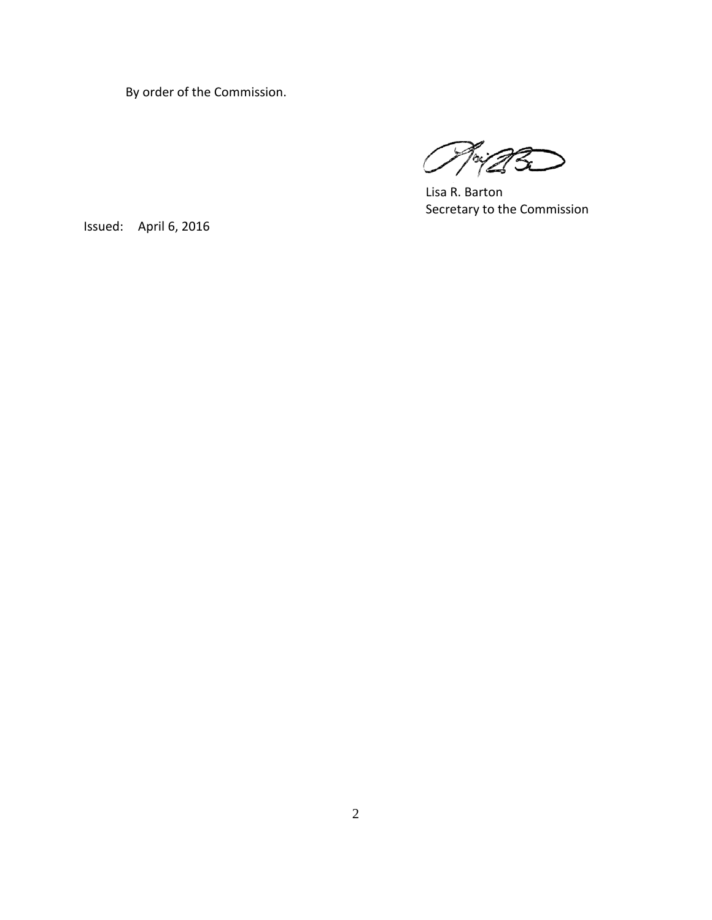By order of the Commission.

Lisa R. Barton
Secretary to the Commission

Issued: April 6, 2016